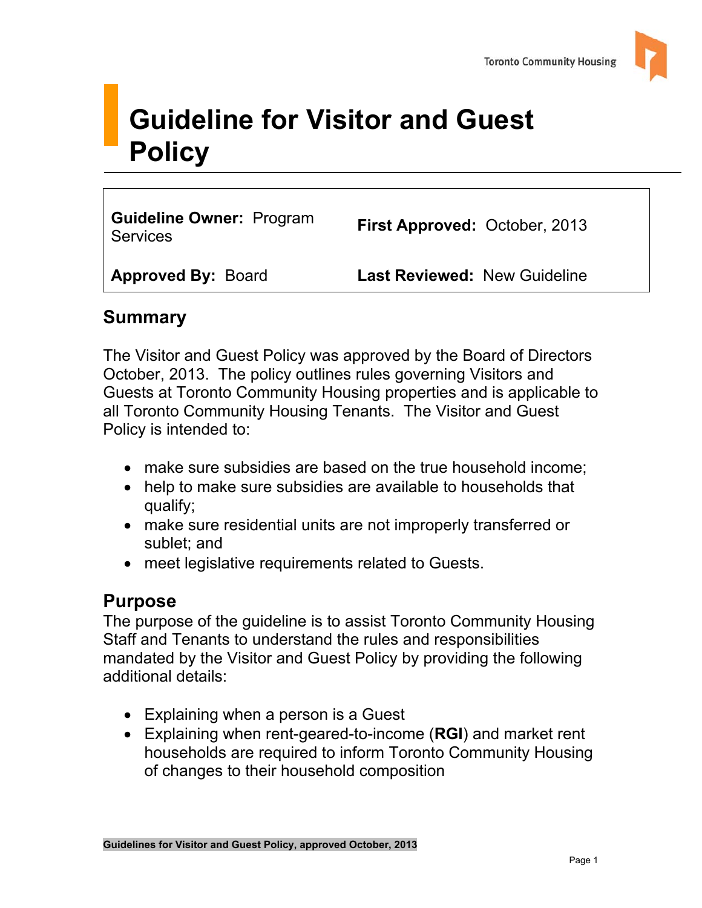# Guideline for Visitor and Guest Policy

| **Guideline Owner:** Program Services | **First Approved:** October, 2013 |
| --- | --- |
| **Approved By:** Board | **Last Reviewed:** New Guideline |

## Summary

The Visitor and Guest Policy was approved by the Board of Directors October, 2013. The policy outlines rules governing Visitors and Guests at Toronto Community Housing properties and is applicable to all Toronto Community Housing Tenants. The Visitor and Guest Policy is intended to:

- make sure subsidies are based on the true household income;
- help to make sure subsidies are available to households that qualify;
- make sure residential units are not improperly transferred or sublet; and
- meet legislative requirements related to Guests.

## Purpose

The purpose of the guideline is to assist Toronto Community Housing Staff and Tenants to understand the rules and responsibilities mandated by the Visitor and Guest Policy by providing the following additional details:

- Explaining when a person is a Guest
- Explaining when rent-geared-to-income (**RGI**) and market rent households are required to inform Toronto Community Housing of changes to their household composition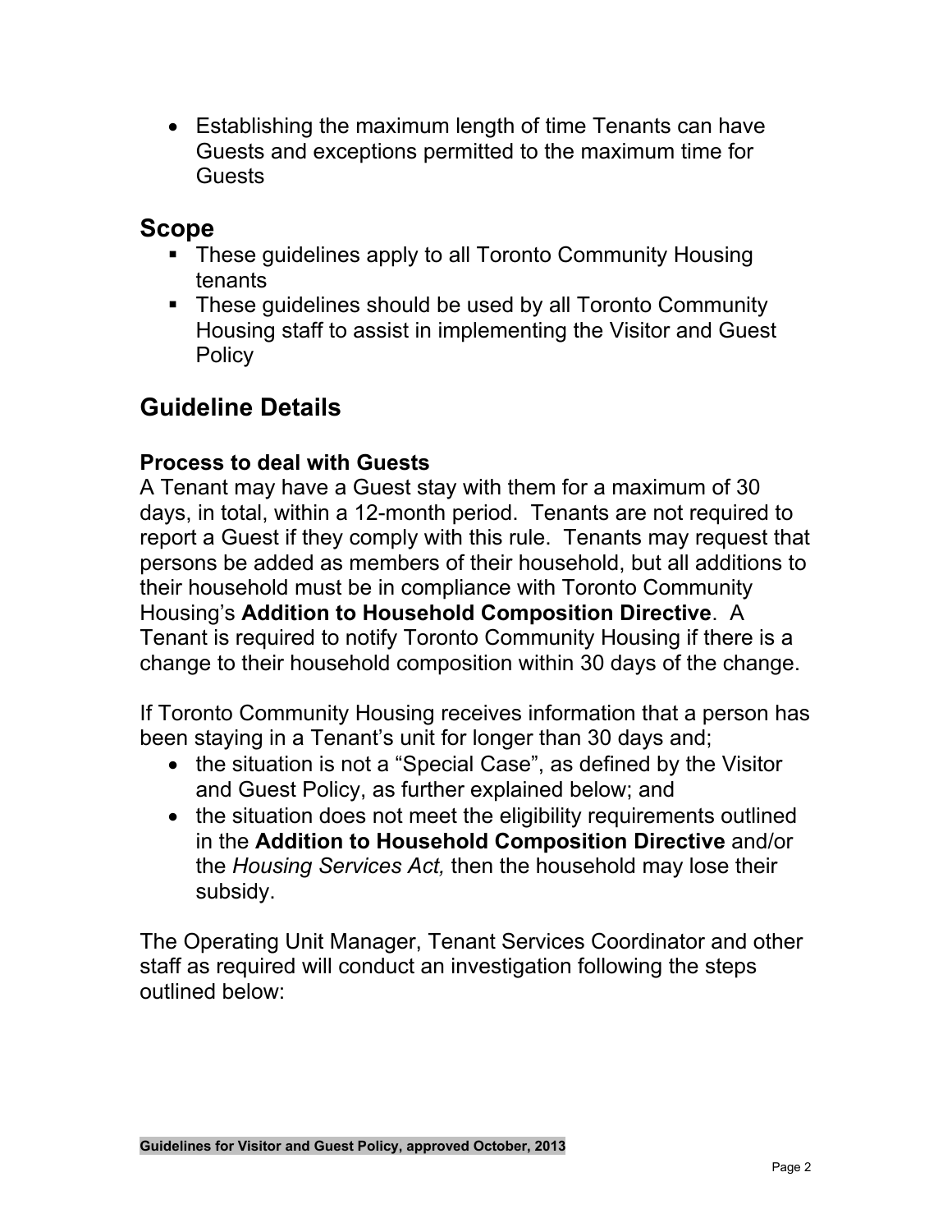- Establishing the maximum length of time Tenants can have Guests and exceptions permitted to the maximum time for Guests

## Scope

- These guidelines apply to all Toronto Community Housing tenants
- These guidelines should be used by all Toronto Community Housing staff to assist in implementing the Visitor and Guest Policy

## Guideline Details

### Process to deal with Guests

A Tenant may have a Guest stay with them for a maximum of 30 days, in total, within a 12-month period. Tenants are not required to report a Guest if they comply with this rule. Tenants may request that persons be added as members of their household, but all additions to their household must be in compliance with Toronto Community Housing's **Addition to Household Composition Directive**. A Tenant is required to notify Toronto Community Housing if there is a change to their household composition within 30 days of the change.

If Toronto Community Housing receives information that a person has been staying in a Tenant's unit for longer than 30 days and;

- the situation is not a "Special Case", as defined by the Visitor and Guest Policy, as further explained below; and
- the situation does not meet the eligibility requirements outlined in the **Addition to Household Composition Directive** and/or the *Housing Services Act,* then the household may lose their subsidy.

The Operating Unit Manager, Tenant Services Coordinator and other staff as required will conduct an investigation following the steps outlined below: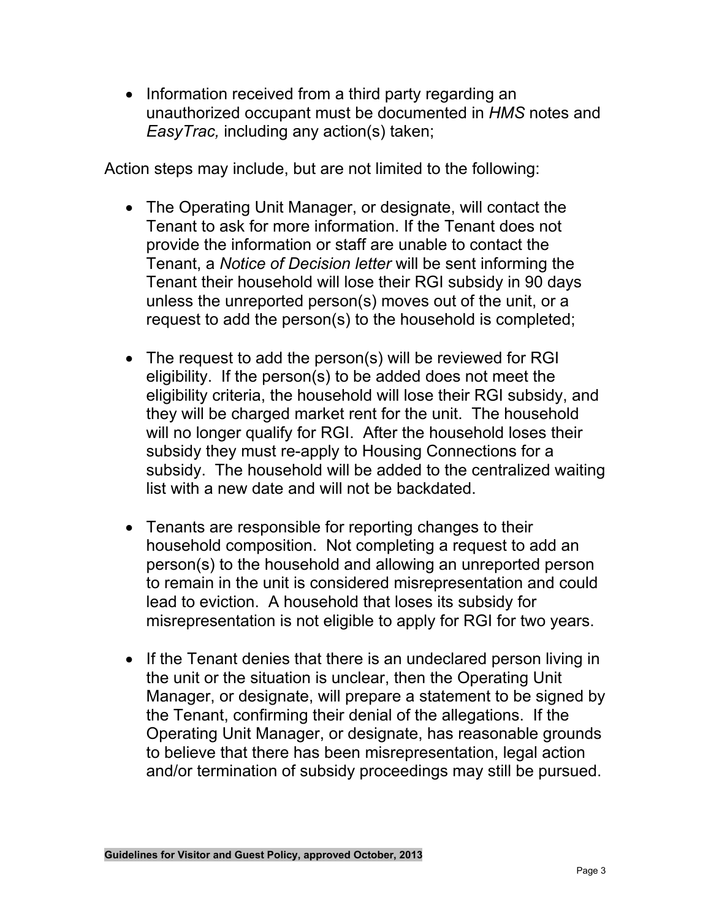- Information received from a third party regarding an unauthorized occupant must be documented in *HMS* notes and *EasyTrac,* including any action(s) taken;

Action steps may include, but are not limited to the following:

- The Operating Unit Manager, or designate, will contact the Tenant to ask for more information. If the Tenant does not provide the information or staff are unable to contact the Tenant, a *Notice of Decision letter* will be sent informing the Tenant their household will lose their RGI subsidy in 90 days unless the unreported person(s) moves out of the unit, or a request to add the person(s) to the household is completed;

- The request to add the person(s) will be reviewed for RGI eligibility. If the person(s) to be added does not meet the eligibility criteria, the household will lose their RGI subsidy, and they will be charged market rent for the unit. The household will no longer qualify for RGI. After the household loses their subsidy they must re-apply to Housing Connections for a subsidy. The household will be added to the centralized waiting list with a new date and will not be backdated.

- Tenants are responsible for reporting changes to their household composition. Not completing a request to add an person(s) to the household and allowing an unreported person to remain in the unit is considered misrepresentation and could lead to eviction. A household that loses its subsidy for misrepresentation is not eligible to apply for RGI for two years.

- If the Tenant denies that there is an undeclared person living in the unit or the situation is unclear, then the Operating Unit Manager, or designate, will prepare a statement to be signed by the Tenant, confirming their denial of the allegations. If the Operating Unit Manager, or designate, has reasonable grounds to believe that there has been misrepresentation, legal action and/or termination of subsidy proceedings may still be pursued.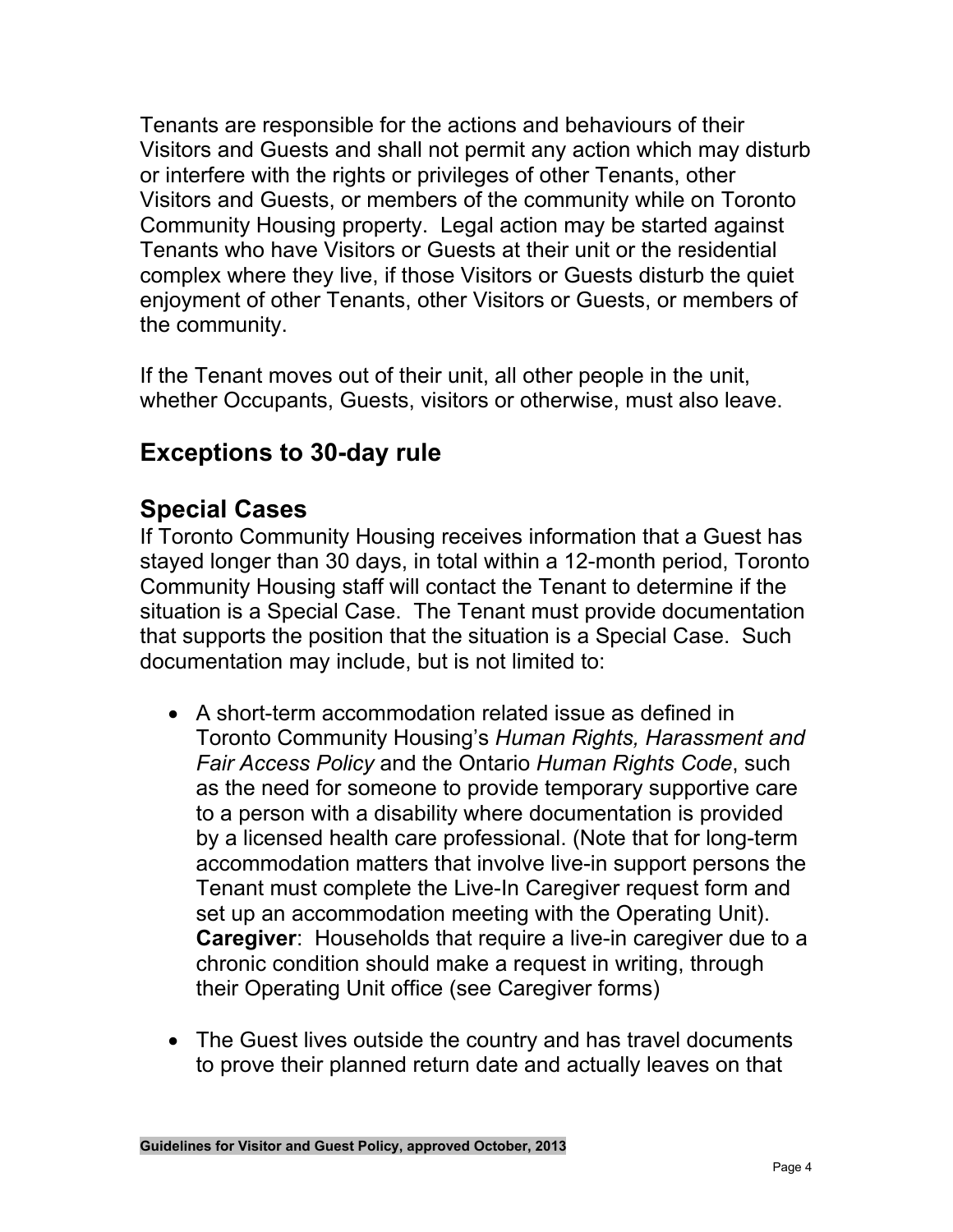Tenants are responsible for the actions and behaviours of their Visitors and Guests and shall not permit any action which may disturb or interfere with the rights or privileges of other Tenants, other Visitors and Guests, or members of the community while on Toronto Community Housing property. Legal action may be started against Tenants who have Visitors or Guests at their unit or the residential complex where they live, if those Visitors or Guests disturb the quiet enjoyment of other Tenants, other Visitors or Guests, or members of the community.

If the Tenant moves out of their unit, all other people in the unit, whether Occupants, Guests, visitors or otherwise, must also leave.

## Exceptions to 30-day rule

## Special Cases

If Toronto Community Housing receives information that a Guest has stayed longer than 30 days, in total within a 12-month period, Toronto Community Housing staff will contact the Tenant to determine if the situation is a Special Case. The Tenant must provide documentation that supports the position that the situation is a Special Case. Such documentation may include, but is not limited to:

- A short-term accommodation related issue as defined in Toronto Community Housing's *Human Rights, Harassment and Fair Access Policy* and the Ontario *Human Rights Code*, such as the need for someone to provide temporary supportive care to a person with a disability where documentation is provided by a licensed health care professional. (Note that for long-term accommodation matters that involve live-in support persons the Tenant must complete the Live-In Caregiver request form and set up an accommodation meeting with the Operating Unit). **Caregiver**: Households that require a live-in caregiver due to a chronic condition should make a request in writing, through their Operating Unit office (see Caregiver forms)

- The Guest lives outside the country and has travel documents to prove their planned return date and actually leaves on that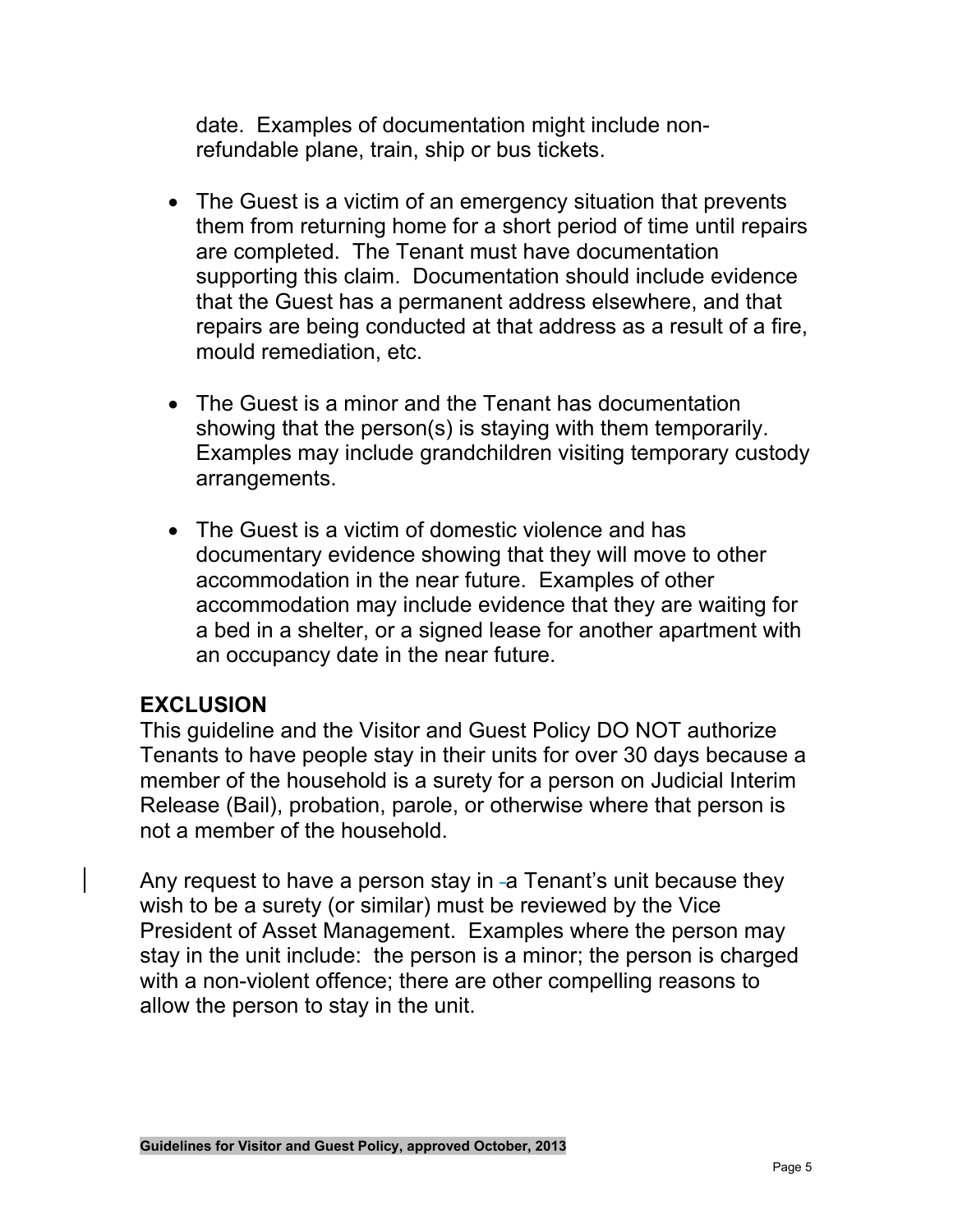date. Examples of documentation might include non-refundable plane, train, ship or bus tickets.

- The Guest is a victim of an emergency situation that prevents them from returning home for a short period of time until repairs are completed. The Tenant must have documentation supporting this claim. Documentation should include evidence that the Guest has a permanent address elsewhere, and that repairs are being conducted at that address as a result of a fire, mould remediation, etc.

- The Guest is a minor and the Tenant has documentation showing that the person(s) is staying with them temporarily. Examples may include grandchildren visiting temporary custody arrangements.

- The Guest is a victim of domestic violence and has documentary evidence showing that they will move to other accommodation in the near future. Examples of other accommodation may include evidence that they are waiting for a bed in a shelter, or a signed lease for another apartment with an occupancy date in the near future.

## EXCLUSION

This guideline and the Visitor and Guest Policy DO NOT authorize Tenants to have people stay in their units for over 30 days because a member of the household is a surety for a person on Judicial Interim Release (Bail), probation, parole, or otherwise where that person is not a member of the household.

Any request to have a person stay in a Tenant's unit because they wish to be a surety (or similar) must be reviewed by the Vice President of Asset Management. Examples where the person may stay in the unit include: the person is a minor; the person is charged with a non-violent offence; there are other compelling reasons to allow the person to stay in the unit.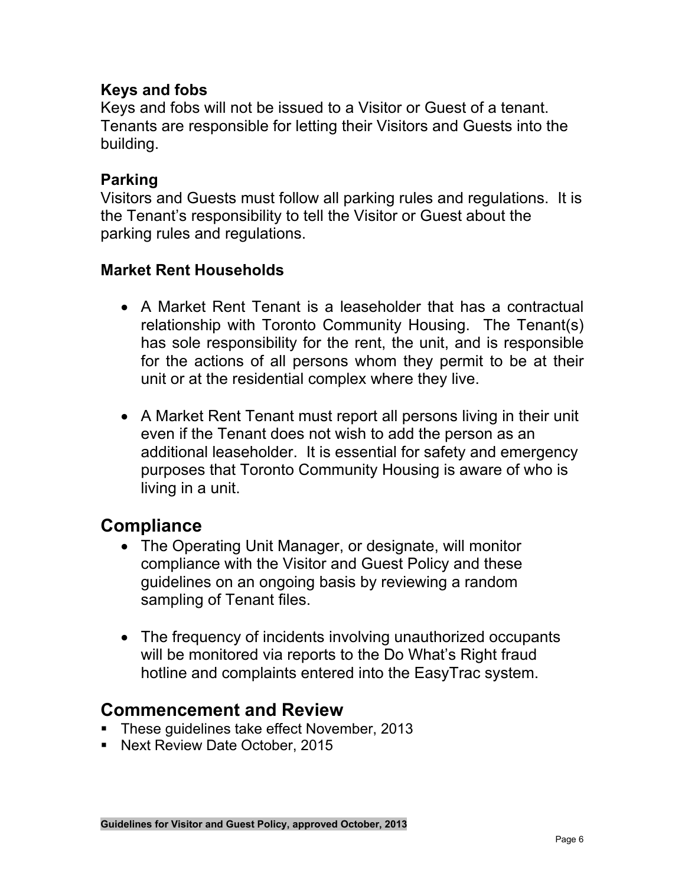### Keys and fobs

Keys and fobs will not be issued to a Visitor or Guest of a tenant. Tenants are responsible for letting their Visitors and Guests into the building.

### Parking

Visitors and Guests must follow all parking rules and regulations. It is the Tenant's responsibility to tell the Visitor or Guest about the parking rules and regulations.

### Market Rent Households

- A Market Rent Tenant is a leaseholder that has a contractual relationship with Toronto Community Housing. The Tenant(s) has sole responsibility for the rent, the unit, and is responsible for the actions of all persons whom they permit to be at their unit or at the residential complex where they live.
- A Market Rent Tenant must report all persons living in their unit even if the Tenant does not wish to add the person as an additional leaseholder. It is essential for safety and emergency purposes that Toronto Community Housing is aware of who is living in a unit.

## Compliance

- The Operating Unit Manager, or designate, will monitor compliance with the Visitor and Guest Policy and these guidelines on an ongoing basis by reviewing a random sampling of Tenant files.
- The frequency of incidents involving unauthorized occupants will be monitored via reports to the Do What's Right fraud hotline and complaints entered into the EasyTrac system.

## Commencement and Review

- These guidelines take effect November, 2013
- Next Review Date October, 2015